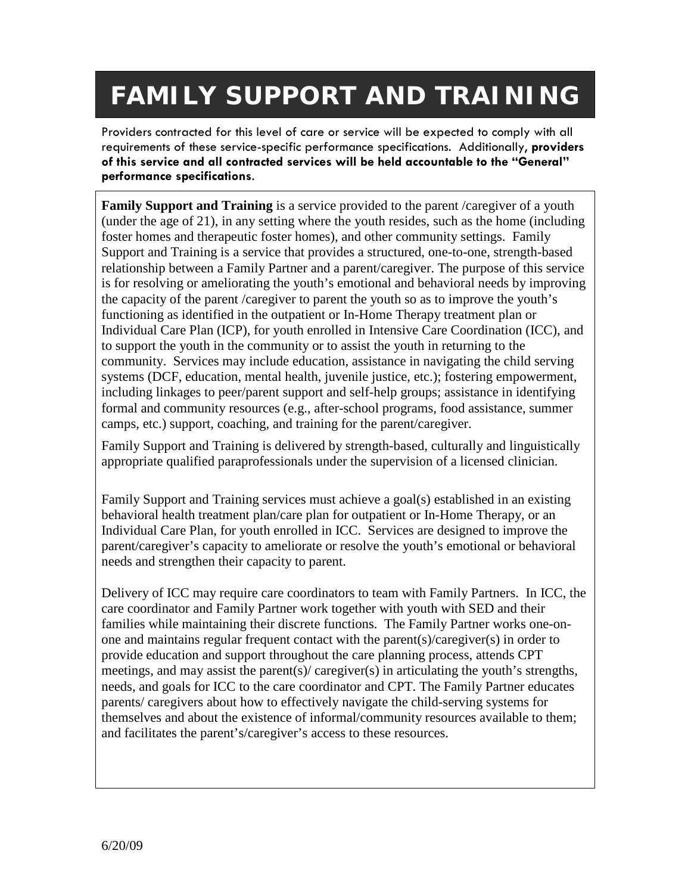# FAMILY SUPPORT AND TRAINING

Providers contracted for this level of care or service will be expected to comply with all requirements of these service-specific performance specifications. Additionally**, providers of this service and all contracted services will be held accountable to the "General" performance specifications.**

**Family Support and Training** is a service provided to the parent /caregiver of a youth (under the age of 21), in any setting where the youth resides, such as the home (including foster homes and therapeutic foster homes), and other community settings. Family Support and Training is a service that provides a structured, one-to-one, strength-based relationship between a Family Partner and a parent/caregiver. The purpose of this service is for resolving or ameliorating the youth's emotional and behavioral needs by improving the capacity of the parent /caregiver to parent the youth so as to improve the youth's functioning as identified in the outpatient or In-Home Therapy treatment plan or Individual Care Plan (ICP), for youth enrolled in Intensive Care Coordination (ICC), and to support the youth in the community or to assist the youth in returning to the community. Services may include education, assistance in navigating the child serving systems (DCF, education, mental health, juvenile justice, etc.); fostering empowerment, including linkages to peer/parent support and self-help groups; assistance in identifying formal and community resources (e.g., after-school programs, food assistance, summer camps, etc.) support, coaching, and training for the parent/caregiver.

Family Support and Training is delivered by strength-based, culturally and linguistically appropriate qualified paraprofessionals under the supervision of a licensed clinician.

Family Support and Training services must achieve a goal(s) established in an existing behavioral health treatment plan/care plan for outpatient or In-Home Therapy, or an Individual Care Plan, for youth enrolled in ICC. Services are designed to improve the parent/caregiver's capacity to ameliorate or resolve the youth's emotional or behavioral needs and strengthen their capacity to parent.

Delivery of ICC may require care coordinators to team with Family Partners. In ICC, the care coordinator and Family Partner work together with youth with SED and their families while maintaining their discrete functions. The Family Partner works one-on-one and maintains regular frequent contact with the parent(s)/caregiver(s) in order to provide education and support throughout the care planning process, attends CPT meetings, and may assist the parent(s)/ caregiver(s) in articulating the youth's strengths, needs, and goals for ICC to the care coordinator and CPT. The Family Partner educates parents/ caregivers about how to effectively navigate the child-serving systems for themselves and about the existence of informal/community resources available to them; and facilitates the parent's/caregiver's access to these resources.

6/20/09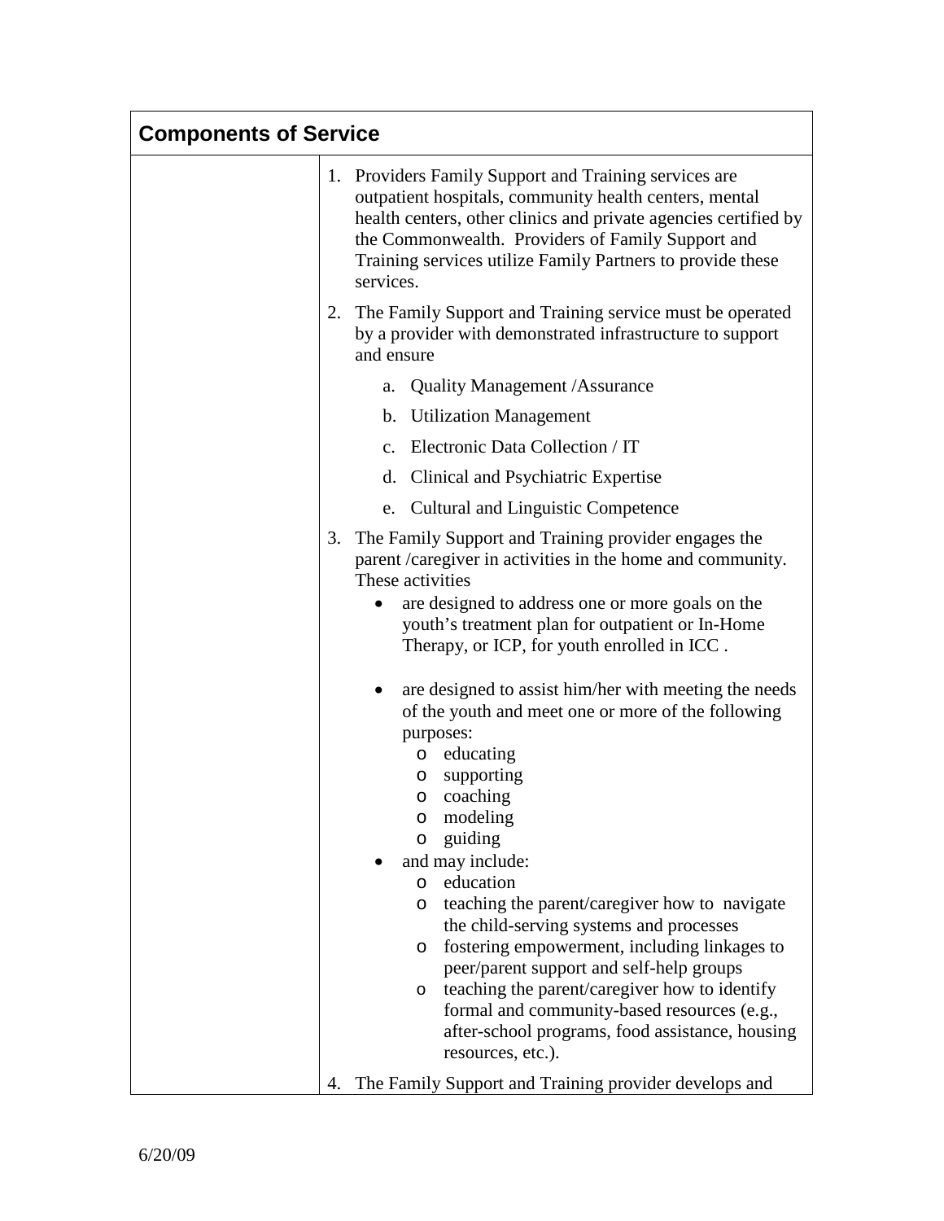## Components of Service

1. Providers Family Support and Training services are outpatient hospitals, community health centers, mental health centers, other clinics and private agencies certified by the Commonwealth. Providers of Family Support and Training services utilize Family Partners to provide these services.

2. The Family Support and Training service must be operated by a provider with demonstrated infrastructure to support and ensure

   a. Quality Management /Assurance

   b. Utilization Management

   c. Electronic Data Collection / IT

   d. Clinical and Psychiatric Expertise

   e. Cultural and Linguistic Competence

3. The Family Support and Training provider engages the parent /caregiver in activities in the home and community. These activities
   - are designed to address one or more goals on the youth's treatment plan for outpatient or In-Home Therapy, or ICP, for youth enrolled in ICC .
   - are designed to assist him/her with meeting the needs of the youth and meet one or more of the following purposes:
     - educating
     - supporting
     - coaching
     - modeling
     - guiding
   - and may include:
     - education
     - teaching the parent/caregiver how to navigate the child-serving systems and processes
     - fostering empowerment, including linkages to peer/parent support and self-help groups
     - teaching the parent/caregiver how to identify formal and community-based resources (e.g., after-school programs, food assistance, housing resources, etc.).

4. The Family Support and Training provider develops and

6/20/09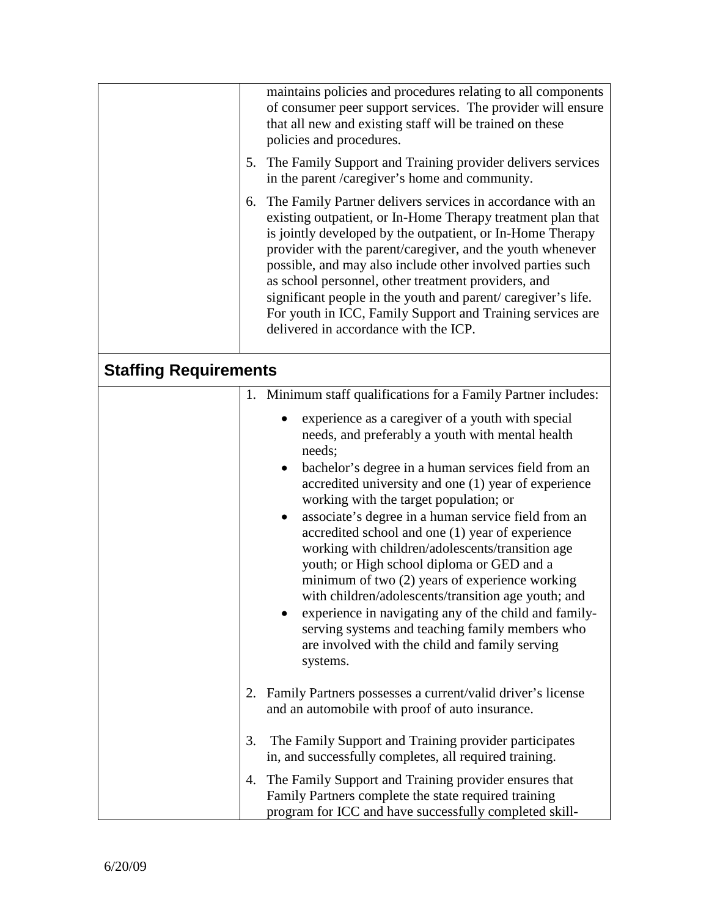| | maintains policies and procedures relating to all components of consumer peer support services. The provider will ensure that all new and existing staff will be trained on these policies and procedures.<br><br>5. The Family Support and Training provider delivers services in the parent /caregiver's home and community.<br><br>6. The Family Partner delivers services in accordance with an existing outpatient, or In-Home Therapy treatment plan that is jointly developed by the outpatient, or In-Home Therapy provider with the parent/caregiver, and the youth whenever possible, and may also include other involved parties such as school personnel, other treatment providers, and significant people in the youth and parent/ caregiver's life. For youth in ICC, Family Support and Training services are delivered in accordance with the ICP. |
|---|---|
| **Staffing Requirements** | |
| | 1. Minimum staff qualifications for a Family Partner includes:<br>• experience as a caregiver of a youth with special needs, and preferably a youth with mental health needs;<br>• bachelor's degree in a human services field from an accredited university and one (1) year of experience working with the target population; or<br>• associate's degree in a human service field from an accredited school and one (1) year of experience working with children/adolescents/transition age youth; or High school diploma or GED and a minimum of two (2) years of experience working with children/adolescents/transition age youth; and<br>• experience in navigating any of the child and family-serving systems and teaching family members who are involved with the child and family serving systems.<br><br>2. Family Partners possesses a current/valid driver's license and an automobile with proof of auto insurance.<br><br>3. The Family Support and Training provider participates in, and successfully completes, all required training.<br><br>4. The Family Support and Training provider ensures that Family Partners complete the state required training program for ICC and have successfully completed skill- |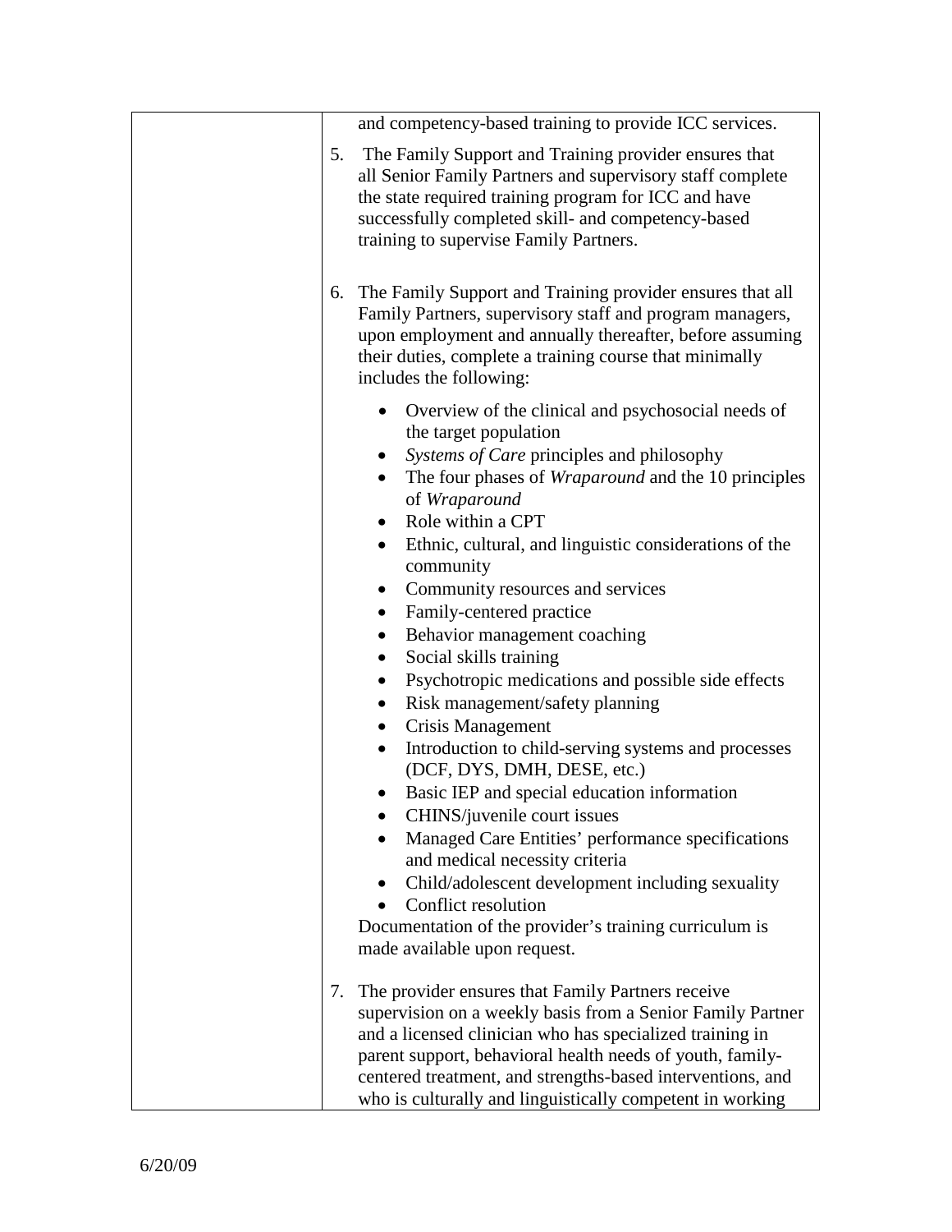| | |
|---|---|
| | and competency-based training to provide ICC services.<br><br>5. The Family Support and Training provider ensures that all Senior Family Partners and supervisory staff complete the state required training program for ICC and have successfully completed skill- and competency-based training to supervise Family Partners.<br><br>6. The Family Support and Training provider ensures that all Family Partners, supervisory staff and program managers, upon employment and annually thereafter, before assuming their duties, complete a training course that minimally includes the following:<br><br>• Overview of the clinical and psychosocial needs of the target population<br>• *Systems of Care* principles and philosophy<br>• The four phases of *Wraparound* and the 10 principles of *Wraparound*<br>• Role within a CPT<br>• Ethnic, cultural, and linguistic considerations of the community<br>• Community resources and services<br>• Family-centered practice<br>• Behavior management coaching<br>• Social skills training<br>• Psychotropic medications and possible side effects<br>• Risk management/safety planning<br>• Crisis Management<br>• Introduction to child-serving systems and processes (DCF, DYS, DMH, DESE, etc.)<br>• Basic IEP and special education information<br>• CHINS/juvenile court issues<br>• Managed Care Entities' performance specifications and medical necessity criteria<br>• Child/adolescent development including sexuality<br>• Conflict resolution<br><br>Documentation of the provider's training curriculum is made available upon request.<br><br>7. The provider ensures that Family Partners receive supervision on a weekly basis from a Senior Family Partner and a licensed clinician who has specialized training in parent support, behavioral health needs of youth, family-centered treatment, and strengths-based interventions, and who is culturally and linguistically competent in working |

6/20/09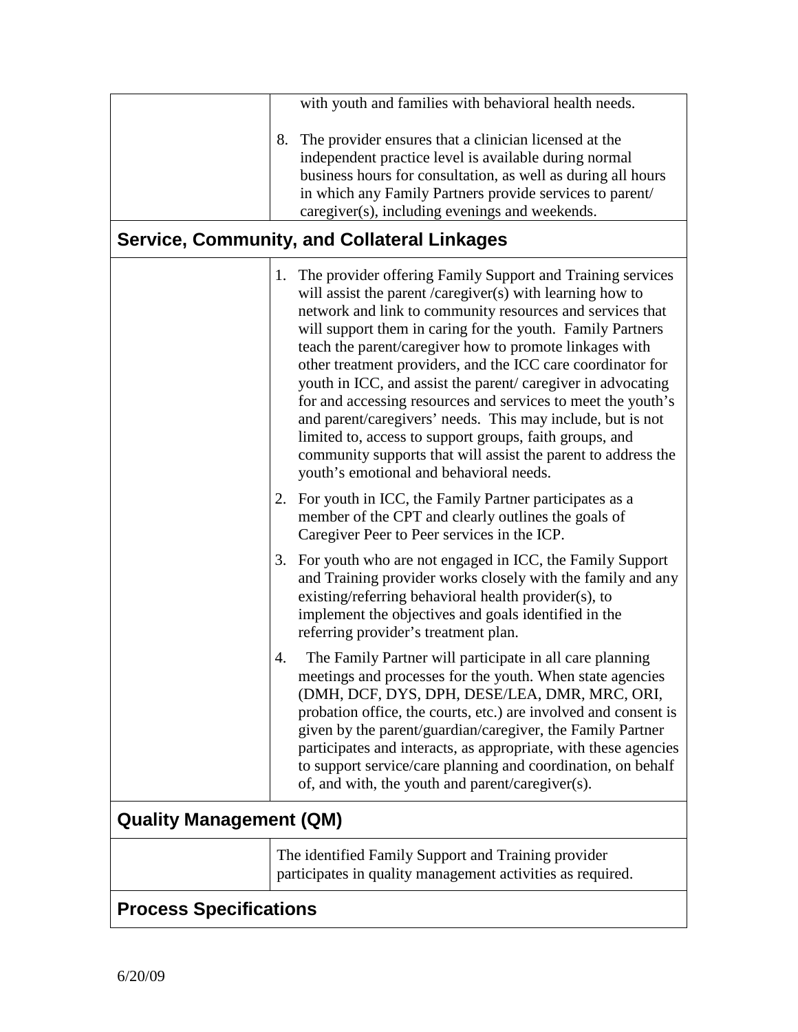with youth and families with behavioral health needs.

8. The provider ensures that a clinician licensed at the independent practice level is available during normal business hours for consultation, as well as during all hours in which any Family Partners provide services to parent/ caregiver(s), including evenings and weekends.

## Service, Community, and Collateral Linkages

1. The provider offering Family Support and Training services will assist the parent /caregiver(s) with learning how to network and link to community resources and services that will support them in caring for the youth. Family Partners teach the parent/caregiver how to promote linkages with other treatment providers, and the ICC care coordinator for youth in ICC, and assist the parent/ caregiver in advocating for and accessing resources and services to meet the youth's and parent/caregivers' needs. This may include, but is not limited to, access to support groups, faith groups, and community supports that will assist the parent to address the youth's emotional and behavioral needs.
2. For youth in ICC, the Family Partner participates as a member of the CPT and clearly outlines the goals of Caregiver Peer to Peer services in the ICP.
3. For youth who are not engaged in ICC, the Family Support and Training provider works closely with the family and any existing/referring behavioral health provider(s), to implement the objectives and goals identified in the referring provider's treatment plan.
4. The Family Partner will participate in all care planning meetings and processes for the youth. When state agencies (DMH, DCF, DYS, DPH, DESE/LEA, DMR, MRC, ORI, probation office, the courts, etc.) are involved and consent is given by the parent/guardian/caregiver, the Family Partner participates and interacts, as appropriate, with these agencies to support service/care planning and coordination, on behalf of, and with, the youth and parent/caregiver(s).

## Quality Management (QM)

The identified Family Support and Training provider participates in quality management activities as required.

## Process Specifications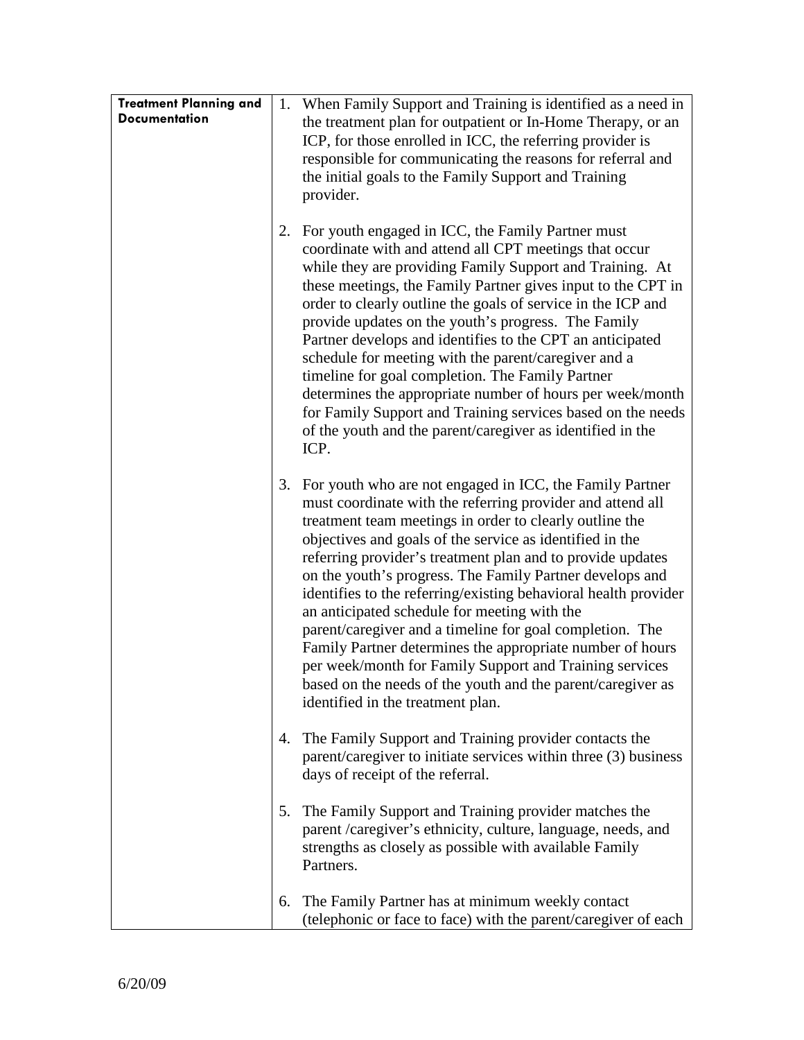| **Treatment Planning and Documentation** | 1. When Family Support and Training is identified as a need in the treatment plan for outpatient or In-Home Therapy, or an ICP, for those enrolled in ICC, the referring provider is responsible for communicating the reasons for referral and the initial goals to the Family Support and Training provider.<br><br>2. For youth engaged in ICC, the Family Partner must coordinate with and attend all CPT meetings that occur while they are providing Family Support and Training. At these meetings, the Family Partner gives input to the CPT in order to clearly outline the goals of service in the ICP and provide updates on the youth's progress. The Family Partner develops and identifies to the CPT an anticipated schedule for meeting with the parent/caregiver and a timeline for goal completion. The Family Partner determines the appropriate number of hours per week/month for Family Support and Training services based on the needs of the youth and the parent/caregiver as identified in the ICP.<br><br>3. For youth who are not engaged in ICC, the Family Partner must coordinate with the referring provider and attend all treatment team meetings in order to clearly outline the objectives and goals of the service as identified in the referring provider's treatment plan and to provide updates on the youth's progress. The Family Partner develops and identifies to the referring/existing behavioral health provider an anticipated schedule for meeting with the parent/caregiver and a timeline for goal completion. The Family Partner determines the appropriate number of hours per week/month for Family Support and Training services based on the needs of the youth and the parent/caregiver as identified in the treatment plan.<br><br>4. The Family Support and Training provider contacts the parent/caregiver to initiate services within three (3) business days of receipt of the referral.<br><br>5. The Family Support and Training provider matches the parent /caregiver's ethnicity, culture, language, needs, and strengths as closely as possible with available Family Partners.<br><br>6. The Family Partner has at minimum weekly contact (telephonic or face to face) with the parent/caregiver of each |
|---|---|

6/20/09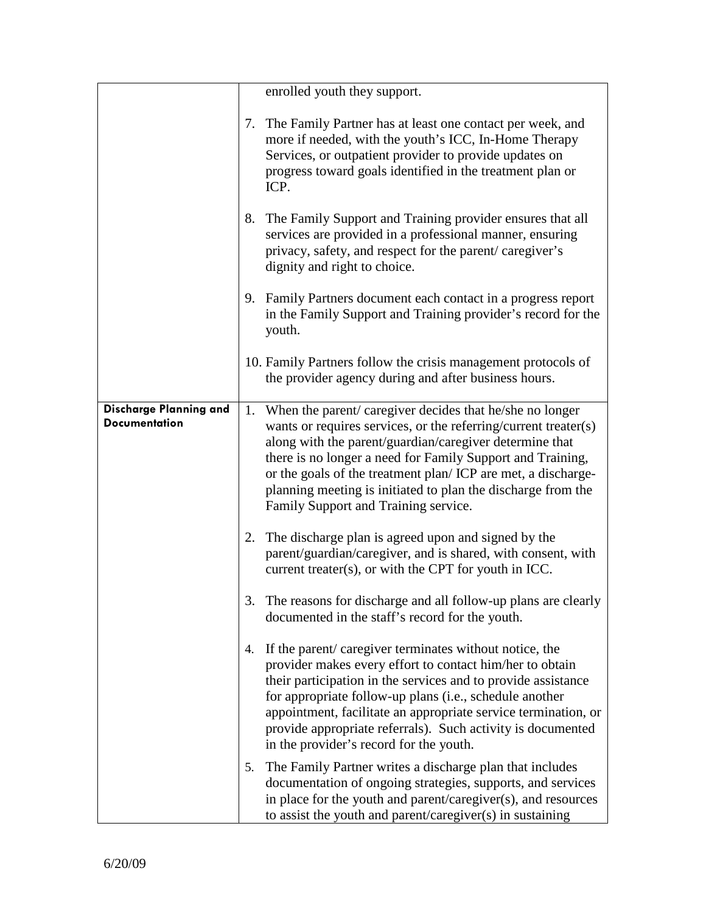| | |
|---|---|
| | enrolled youth they support.<br><br>7. The Family Partner has at least one contact per week, and more if needed, with the youth's ICC, In-Home Therapy Services, or outpatient provider to provide updates on progress toward goals identified in the treatment plan or ICP.<br><br>8. The Family Support and Training provider ensures that all services are provided in a professional manner, ensuring privacy, safety, and respect for the parent/ caregiver's dignity and right to choice.<br><br>9. Family Partners document each contact in a progress report in the Family Support and Training provider's record for the youth.<br><br>10. Family Partners follow the crisis management protocols of the provider agency during and after business hours. |
| **Discharge Planning and Documentation** | 1. When the parent/ caregiver decides that he/she no longer wants or requires services, or the referring/current treater(s) along with the parent/guardian/caregiver determine that there is no longer a need for Family Support and Training, or the goals of the treatment plan/ ICP are met, a discharge-planning meeting is initiated to plan the discharge from the Family Support and Training service.<br><br>2. The discharge plan is agreed upon and signed by the parent/guardian/caregiver, and is shared, with consent, with current treater(s), or with the CPT for youth in ICC.<br><br>3. The reasons for discharge and all follow-up plans are clearly documented in the staff's record for the youth.<br><br>4. If the parent/ caregiver terminates without notice, the provider makes every effort to contact him/her to obtain their participation in the services and to provide assistance for appropriate follow-up plans (i.e., schedule another appointment, facilitate an appropriate service termination, or provide appropriate referrals). Such activity is documented in the provider's record for the youth.<br><br>5. The Family Partner writes a discharge plan that includes documentation of ongoing strategies, supports, and services in place for the youth and parent/caregiver(s), and resources to assist the youth and parent/caregiver(s) in sustaining |

6/20/09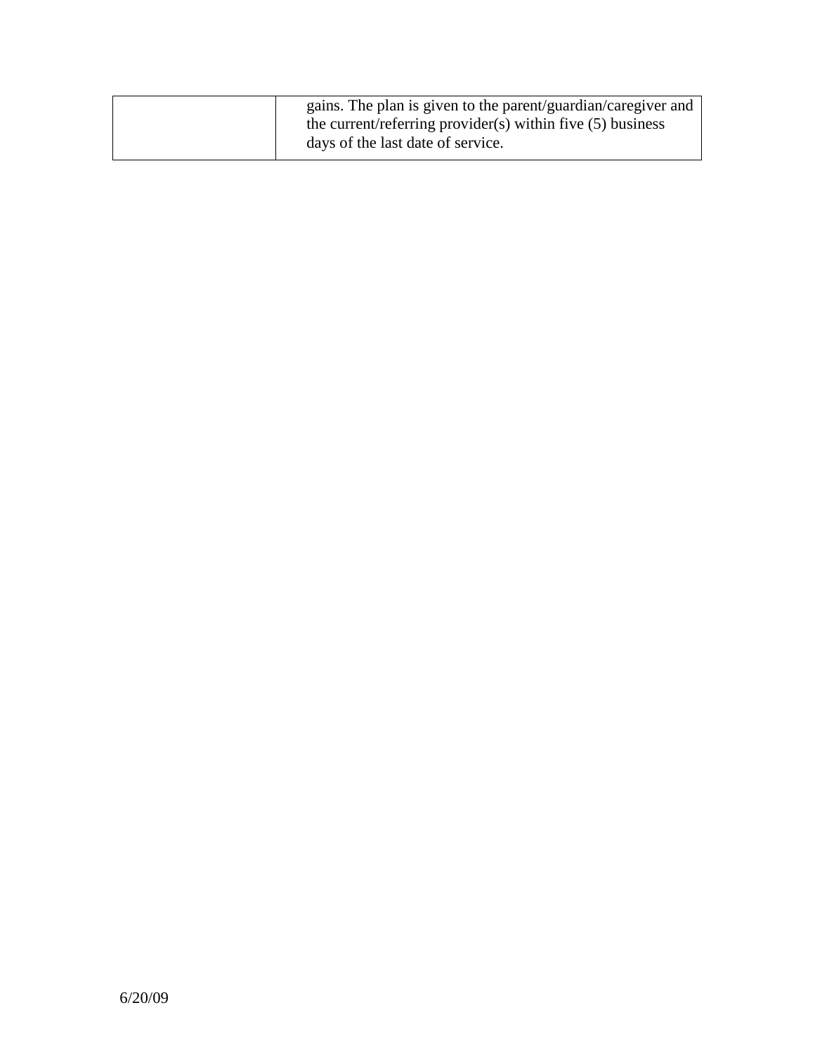| | |
|---|---|
| | gains. The plan is given to the parent/guardian/caregiver and the current/referring provider(s) within five (5) business days of the last date of service. |